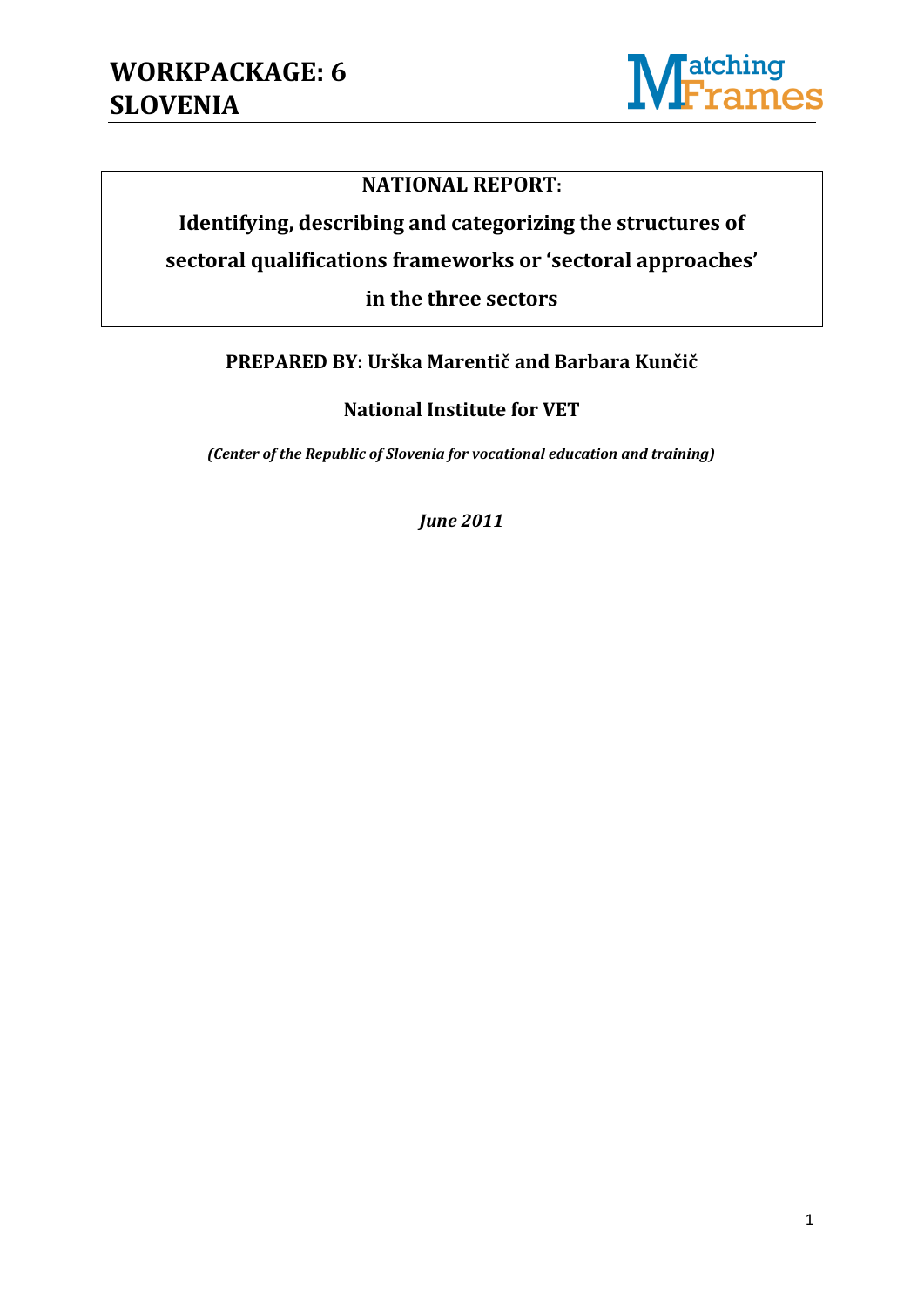# WORKPACKAGE: 6
# SLOVENIA

**NATIONAL REPORT:**

**Identifying, describing and categorizing the structures of sectoral qualifications frameworks or 'sectoral approaches' in the three sectors**

**PREPARED BY: Urška Marentič and Barbara Kunčič**

**National Institute for VET**

***(Center of the Republic of Slovenia for vocational education and training)***

***June 2011***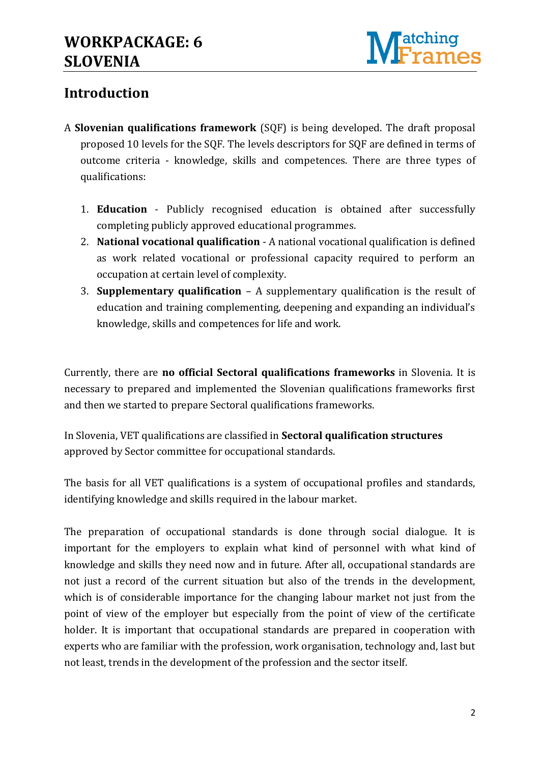## Introduction

A **Slovenian qualifications framework** (SQF) is being developed. The draft proposal proposed 10 levels for the SQF. The levels descriptors for SQF are defined in terms of outcome criteria - knowledge, skills and competences. There are three types of qualifications:

1. **Education** - Publicly recognised education is obtained after successfully completing publicly approved educational programmes.
2. **National vocational qualification** - A national vocational qualification is defined as work related vocational or professional capacity required to perform an occupation at certain level of complexity.
3. **Supplementary qualification** – A supplementary qualification is the result of education and training complementing, deepening and expanding an individual's knowledge, skills and competences for life and work.

Currently, there are **no official Sectoral qualifications frameworks** in Slovenia. It is necessary to prepared and implemented the Slovenian qualifications frameworks first and then we started to prepare Sectoral qualifications frameworks.

In Slovenia, VET qualifications are classified in **Sectoral qualification structures** approved by Sector committee for occupational standards.

The basis for all VET qualifications is a system of occupational profiles and standards, identifying knowledge and skills required in the labour market.

The preparation of occupational standards is done through social dialogue. It is important for the employers to explain what kind of personnel with what kind of knowledge and skills they need now and in future. After all, occupational standards are not just a record of the current situation but also of the trends in the development, which is of considerable importance for the changing labour market not just from the point of view of the employer but especially from the point of view of the certificate holder. It is important that occupational standards are prepared in cooperation with experts who are familiar with the profession, work organisation, technology and, last but not least, trends in the development of the profession and the sector itself.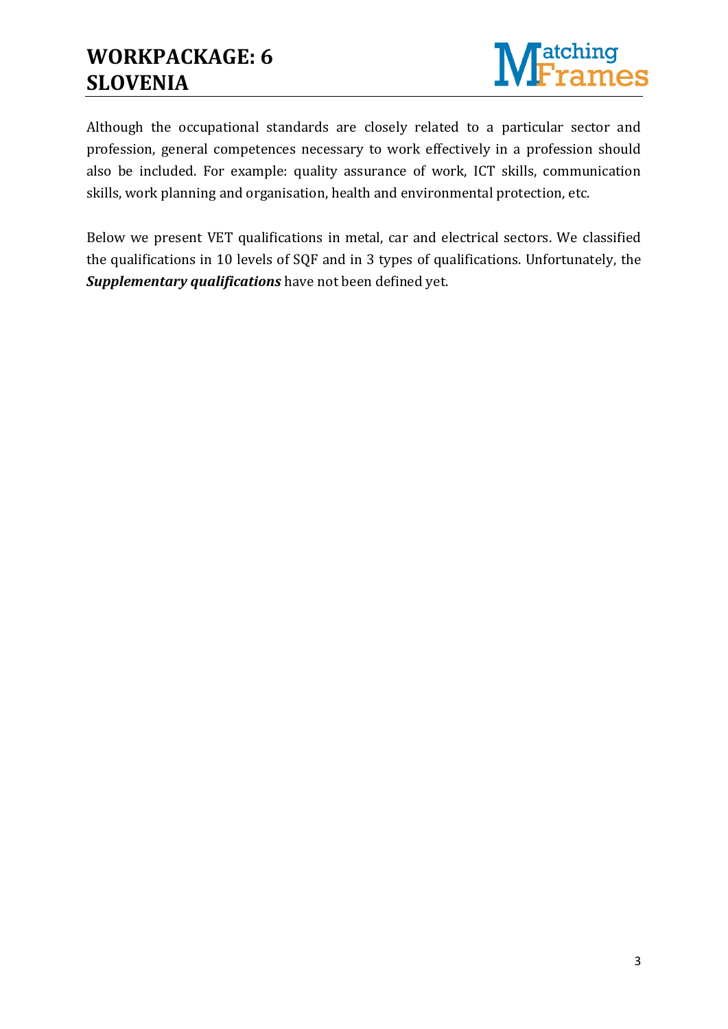Although the occupational standards are closely related to a particular sector and profession, general competences necessary to work effectively in a profession should also be included. For example: quality assurance of work, ICT skills, communication skills, work planning and organisation, health and environmental protection, etc.

Below we present VET qualifications in metal, car and electrical sectors. We classified the qualifications in 10 levels of SQF and in 3 types of qualifications. Unfortunately, the ***Supplementary qualifications*** have not been defined yet.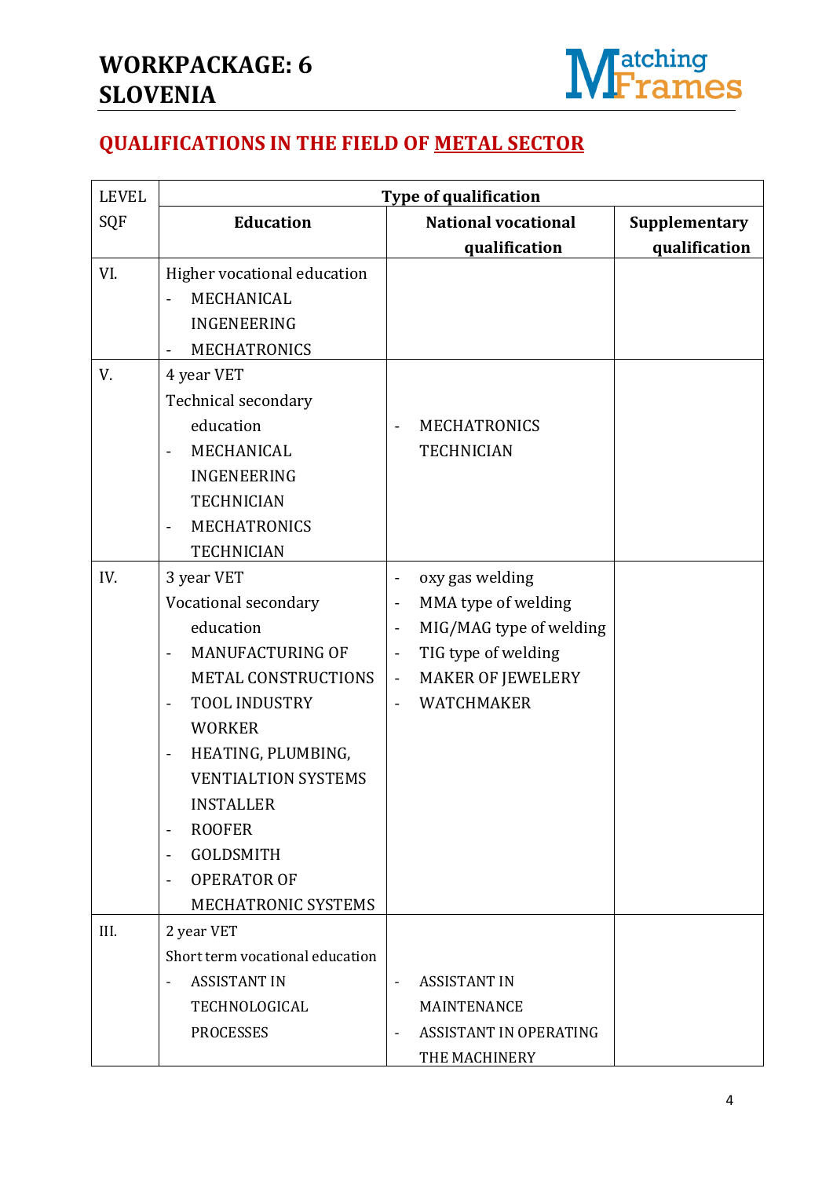# WORKPACKAGE: 6
# SLOVENIA

## QUALIFICATIONS IN THE FIELD OF METAL SECTOR

| LEVEL SQF | Type of qualification | | |
|---|---|---|---|
| | **Education** | **National vocational qualification** | **Supplementary qualification** |
| VI. | Higher vocational education<br>- MECHANICAL INGENEERING<br>- MECHATRONICS | | |
| V. | 4 year VET<br>Technical secondary education<br>- MECHANICAL INGENEERING TECHNICIAN<br>- MECHATRONICS TECHNICIAN | - MECHATRONICS TECHNICIAN | |
| IV. | 3 year VET<br>Vocational secondary education<br>- MANUFACTURING OF METAL CONSTRUCTIONS<br>- TOOL INDUSTRY WORKER<br>- HEATING, PLUMBING, VENTIALTION SYSTEMS INSTALLER<br>- ROOFER<br>- GOLDSMITH<br>- OPERATOR OF MECHATRONIC SYSTEMS | - oxy gas welding<br>- MMA type of welding<br>- MIG/MAG type of welding<br>- TIG type of welding<br>- MAKER OF JEWELERY<br>- WATCHMAKER | |
| III. | 2 year VET<br>Short term vocational education<br>- ASSISTANT IN TECHNOLOGICAL PROCESSES | - ASSISTANT IN MAINTENANCE<br>- ASSISTANT IN OPERATING THE MACHINERY | |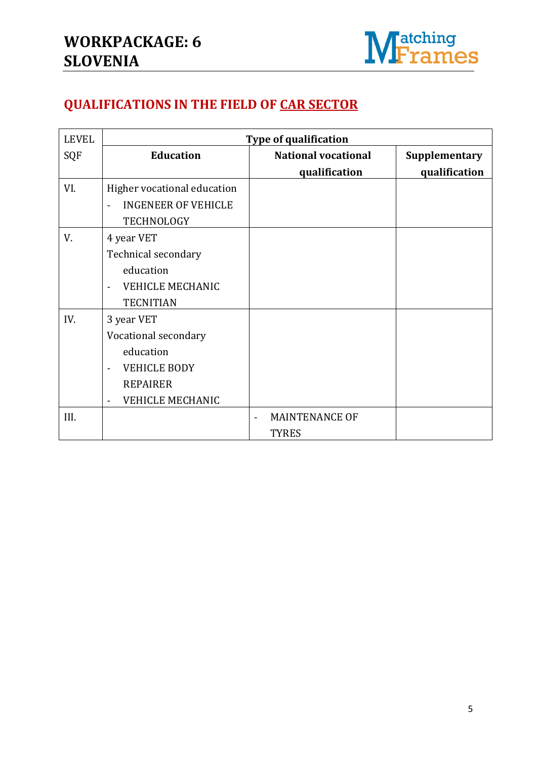## QUALIFICATIONS IN THE FIELD OF CAR SECTOR

| LEVEL SQF | Type of qualification | | |
|---|---|---|---|
| | **Education** | **National vocational qualification** | **Supplementary qualification** |
| VI. | Higher vocational education<br>- INGENEER OF VEHICLE TECHNOLOGY | | |
| V. | 4 year VET<br>Technical secondary education<br>- VEHICLE MECHANIC TECNITIAN | | |
| IV. | 3 year VET<br>Vocational secondary education<br>- VEHICLE BODY REPAIRER<br>- VEHICLE MECHANIC | | |
| III. | | - MAINTENANCE OF TYRES | |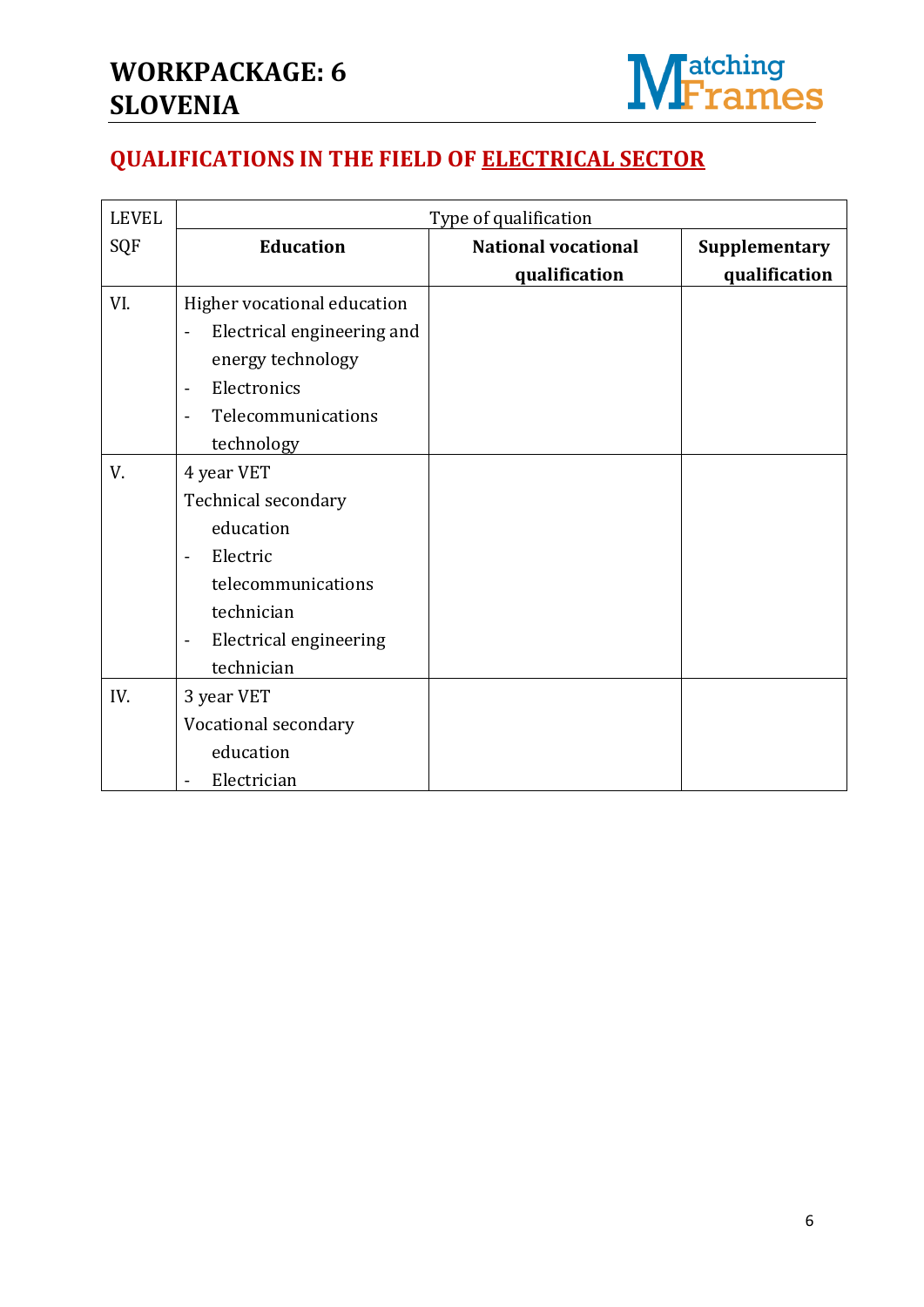## WORKPACKAGE: 6
## SLOVENIA

## QUALIFICATIONS IN THE FIELD OF ELECTRICAL SECTOR

| LEVEL SQF | Type of qualification | | |
|---|---|---|---|
| | **Education** | **National vocational qualification** | **Supplementary qualification** |
| VI. | Higher vocational education<br>- Electrical engineering and energy technology<br>- Electronics<br>- Telecommunications technology | | |
| V. | 4 year VET<br>Technical secondary education<br>- Electric telecommunications technician<br>- Electrical engineering technician | | |
| IV. | 3 year VET<br>Vocational secondary education<br>- Electrician | | |